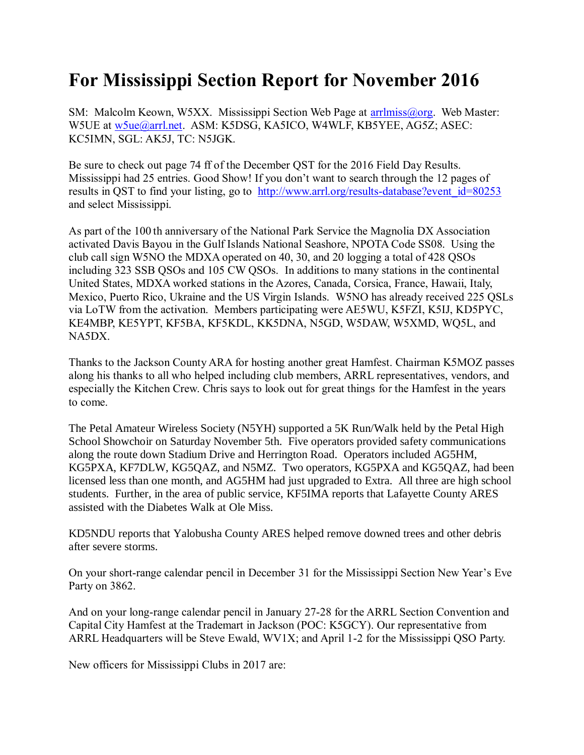# For Mississippi Section Report for November 2016

SM: Malcolm Keown, W5XX. Mississippi Section Web Page at arrlmiss@org. Web Master: W5UE at w5ue@arrl.net. ASM: K5DSG, KA5ICO, W4WLF, KB5YEE, AG5Z; ASEC: KC5IMN, SGL: AK5J, TC: N5JGK.

Be sure to check out page 74 ff of the December QST for the 2016 Field Day Results. Mississippi had 25 entries. Good Show! If you don't want to search through the 12 pages of results in QST to find your listing, go to http://www.arrl.org/results-database?event_id=80253 and select Mississippi.

As part of the 100 th anniversary of the National Park Service the Magnolia DX Association activated Davis Bayou in the Gulf Islands National Seashore, NPOTA Code SS08. Using the club call sign W5NO the MDXA operated on 40, 30, and 20 logging a total of 428 QSOs including 323 SSB QSOs and 105 CW QSOs. In additions to many stations in the continental United States, MDXA worked stations in the Azores, Canada, Corsica, France, Hawaii, Italy, Mexico, Puerto Rico, Ukraine and the US Virgin Islands. W5NO has already received 225 QSLs via LoTW from the activation. Members participating were AE5WU, K5FZI, K5IJ, KD5PYC, KE4MBP, KE5YPT, KF5BA, KF5KDL, KK5DNA, N5GD, W5DAW, W5XMD, WQ5L, and NA5DX.

Thanks to the Jackson County ARA for hosting another great Hamfest. Chairman K5MOZ passes along his thanks to all who helped including club members, ARRL representatives, vendors, and especially the Kitchen Crew. Chris says to look out for great things for the Hamfest in the years to come.

The Petal Amateur Wireless Society (N5YH) supported a 5K Run/Walk held by the Petal High School Showchoir on Saturday November 5th. Five operators provided safety communications along the route down Stadium Drive and Herrington Road. Operators included AG5HM, KG5PXA, KF7DLW, KG5QAZ, and N5MZ. Two operators, KG5PXA and KG5QAZ, had been licensed less than one month, and AG5HM had just upgraded to Extra. All three are high school students. Further, in the area of public service, KF5IMA reports that Lafayette County ARES assisted with the Diabetes Walk at Ole Miss.

KD5NDU reports that Yalobusha County ARES helped remove downed trees and other debris after severe storms.

On your short-range calendar pencil in December 31 for the Mississippi Section New Year's Eve Party on 3862.

And on your long-range calendar pencil in January 27-28 for the ARRL Section Convention and Capital City Hamfest at the Trademart in Jackson (POC: K5GCY). Our representative from ARRL Headquarters will be Steve Ewald, WV1X; and April 1-2 for the Mississippi QSO Party.

New officers for Mississippi Clubs in 2017 are: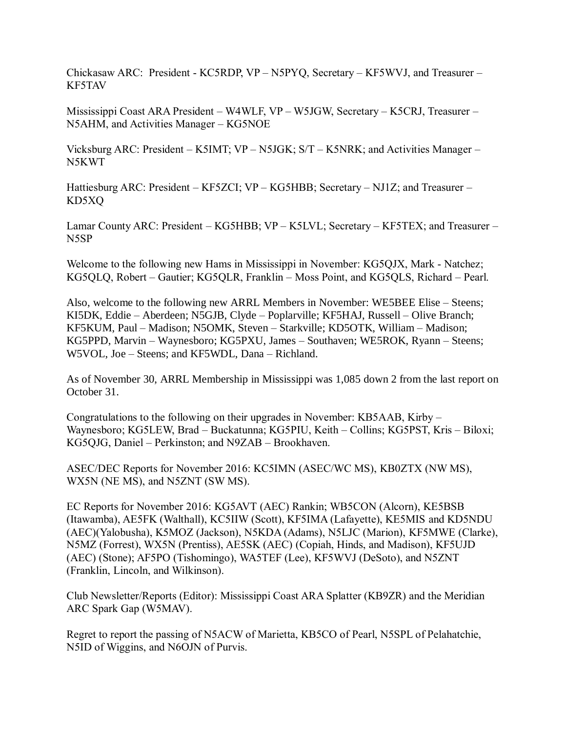Chickasaw ARC: President - KC5RDP, VP – N5PYQ, Secretary – KF5WVJ, and Treasurer – KF5TAV

Mississippi Coast ARA President – W4WLF, VP – W5JGW, Secretary – K5CRJ, Treasurer – N5AHM, and Activities Manager – KG5NOE

Vicksburg ARC: President – K5IMT; VP – N5JGK; S/T – K5NRK; and Activities Manager – N5KWT

Hattiesburg ARC: President – KF5ZCI; VP – KG5HBB; Secretary – NJ1Z; and Treasurer – KD5XQ

Lamar County ARC: President – KG5HBB; VP – K5LVL; Secretary – KF5TEX; and Treasurer – N5SP

Welcome to the following new Hams in Mississippi in November: KG5QJX, Mark - Natchez; KG5QLQ, Robert – Gautier; KG5QLR, Franklin – Moss Point, and KG5QLS, Richard – Pearl.

Also, welcome to the following new ARRL Members in November: WE5BEE Elise – Steens; KI5DK, Eddie – Aberdeen; N5GJB, Clyde – Poplarville; KF5HAJ, Russell – Olive Branch; KF5KUM, Paul – Madison; N5OMK, Steven – Starkville; KD5OTK, William – Madison; KG5PPD, Marvin – Waynesboro; KG5PXU, James – Southaven; WE5ROK, Ryann – Steens; W5VOL, Joe – Steens; and KF5WDL, Dana – Richland.

As of November 30, ARRL Membership in Mississippi was 1,085 down 2 from the last report on October 31.

Congratulations to the following on their upgrades in November: KB5AAB, Kirby – Waynesboro; KG5LEW, Brad – Buckatunna; KG5PIU, Keith – Collins; KG5PST, Kris – Biloxi; KG5QJG, Daniel – Perkinston; and N9ZAB – Brookhaven.

ASEC/DEC Reports for November 2016: KC5IMN (ASEC/WC MS), KB0ZTX (NW MS), WX5N (NE MS), and N5ZNT (SW MS).

EC Reports for November 2016: KG5AVT (AEC) Rankin; WB5CON (Alcorn), KE5BSB (Itawamba), AE5FK (Walthall), KC5IIW (Scott), KF5IMA (Lafayette), KE5MIS and KD5NDU (AEC)(Yalobusha), K5MOZ (Jackson), N5KDA (Adams), N5LJC (Marion), KF5MWE (Clarke), N5MZ (Forrest), WX5N (Prentiss), AE5SK (AEC) (Copiah, Hinds, and Madison), KF5UJD (AEC) (Stone); AF5PO (Tishomingo), WA5TEF (Lee), KF5WVJ (DeSoto), and N5ZNT (Franklin, Lincoln, and Wilkinson).

Club Newsletter/Reports (Editor): Mississippi Coast ARA Splatter (KB9ZR) and the Meridian ARC Spark Gap (W5MAV).

Regret to report the passing of N5ACW of Marietta, KB5CO of Pearl, N5SPL of Pelahatchie, N5ID of Wiggins, and N6OJN of Purvis.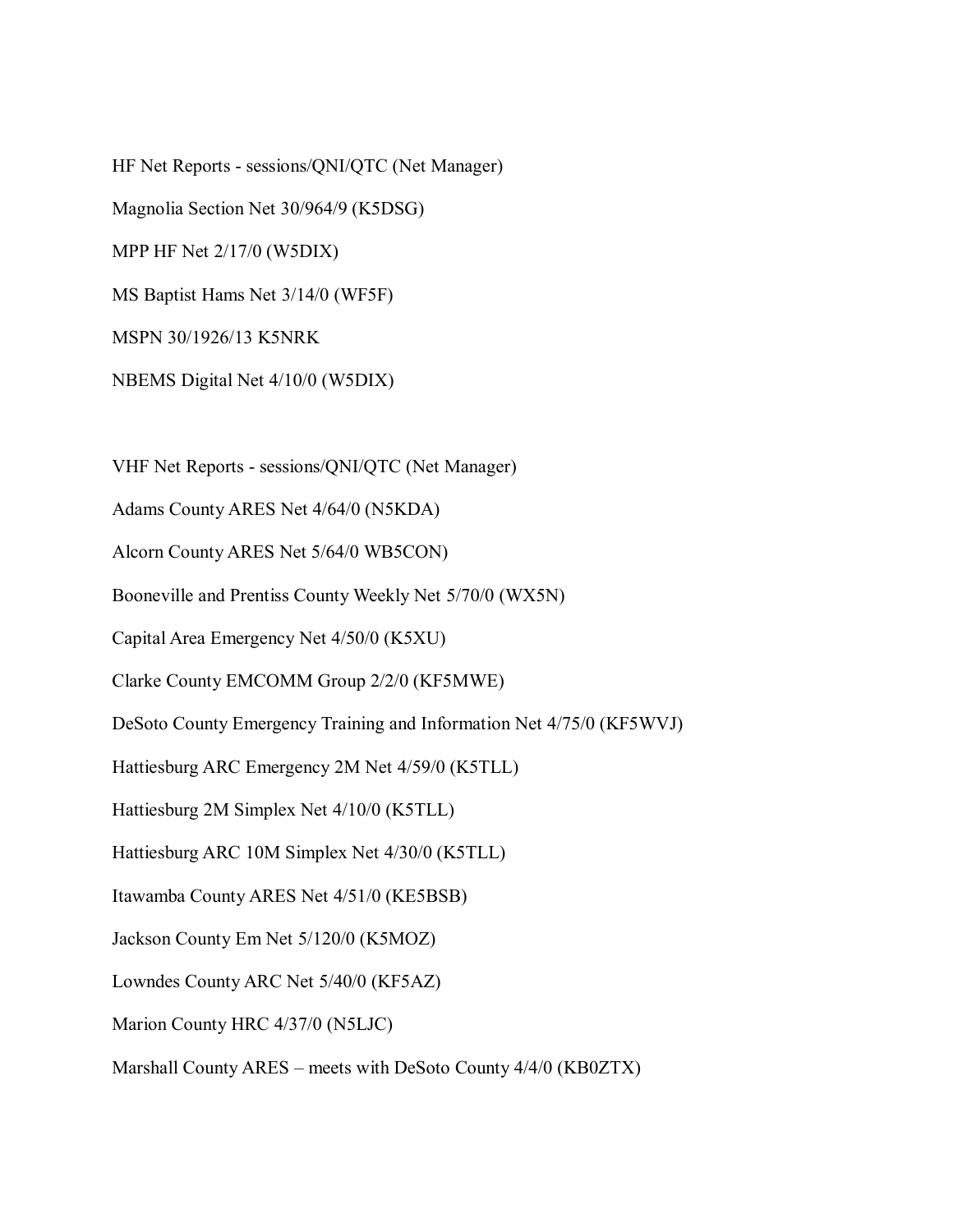HF Net Reports - sessions/QNI/QTC (Net Manager)

Magnolia Section Net 30/964/9 (K5DSG)

MPP HF Net 2/17/0 (W5DIX)

MS Baptist Hams Net 3/14/0 (WF5F)

MSPN 30/1926/13 K5NRK

NBEMS Digital Net 4/10/0 (W5DIX)

VHF Net Reports - sessions/QNI/QTC (Net Manager)

Adams County ARES Net 4/64/0 (N5KDA)

Alcorn County ARES Net 5/64/0 WB5CON)

Booneville and Prentiss County Weekly Net 5/70/0 (WX5N)

Capital Area Emergency Net 4/50/0 (K5XU)

Clarke County EMCOMM Group 2/2/0 (KF5MWE)

DeSoto County Emergency Training and Information Net 4/75/0 (KF5WVJ)

Hattiesburg ARC Emergency 2M Net 4/59/0 (K5TLL)

Hattiesburg 2M Simplex Net 4/10/0 (K5TLL)

Hattiesburg ARC 10M Simplex Net 4/30/0 (K5TLL)

Itawamba County ARES Net 4/51/0 (KE5BSB)

Jackson County Em Net 5/120/0 (K5MOZ)

Lowndes County ARC Net 5/40/0 (KF5AZ)

Marion County HRC 4/37/0 (N5LJC)

Marshall County ARES – meets with DeSoto County 4/4/0 (KB0ZTX)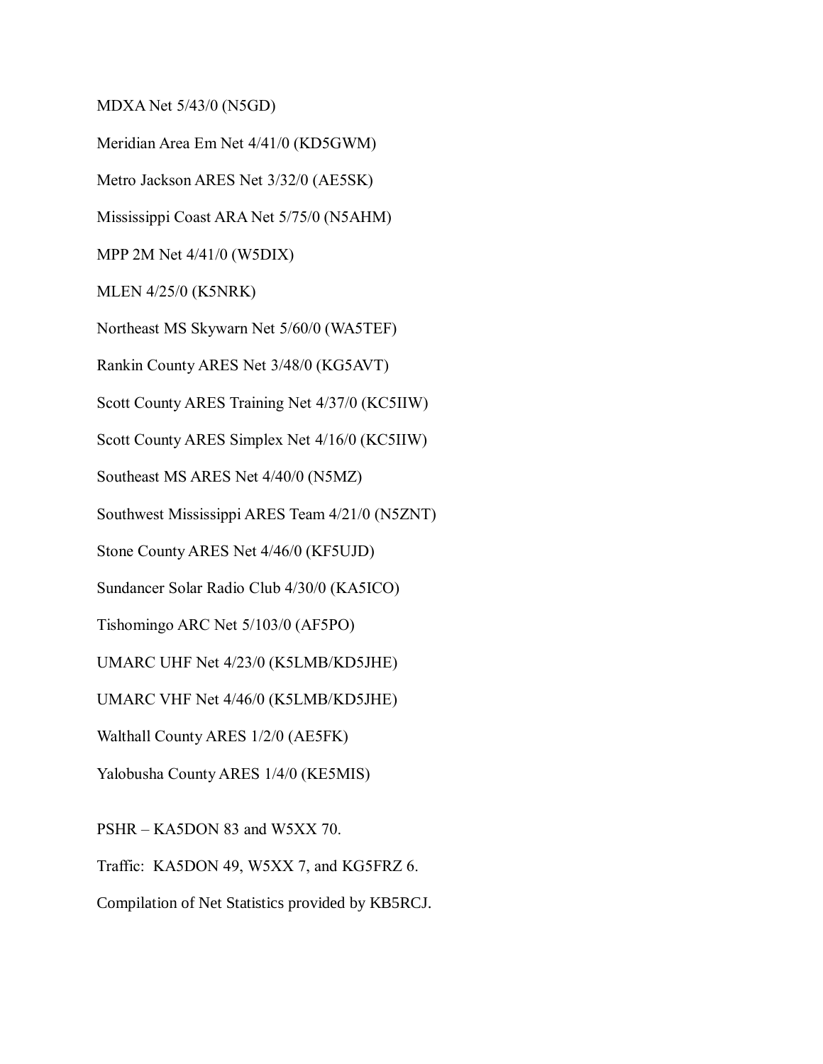MDXA Net 5/43/0 (N5GD)

Meridian Area Em Net 4/41/0 (KD5GWM)

Metro Jackson ARES Net 3/32/0 (AE5SK)

Mississippi Coast ARA Net 5/75/0 (N5AHM)

MPP 2M Net 4/41/0 (W5DIX)

MLEN 4/25/0 (K5NRK)

Northeast MS Skywarn Net 5/60/0 (WA5TEF)

Rankin County ARES Net 3/48/0 (KG5AVT)

Scott County ARES Training Net 4/37/0 (KC5IIW)

Scott County ARES Simplex Net 4/16/0 (KC5IIW)

Southeast MS ARES Net 4/40/0 (N5MZ)

Southwest Mississippi ARES Team 4/21/0 (N5ZNT)

Stone County ARES Net 4/46/0 (KF5UJD)

Sundancer Solar Radio Club 4/30/0 (KA5ICO)

Tishomingo ARC Net 5/103/0 (AF5PO)

UMARC UHF Net 4/23/0 (K5LMB/KD5JHE)

UMARC VHF Net 4/46/0 (K5LMB/KD5JHE)

Walthall County ARES 1/2/0 (AE5FK)

Yalobusha County ARES 1/4/0 (KE5MIS)

PSHR – KA5DON 83 and W5XX 70.

Traffic: KA5DON 49, W5XX 7, and KG5FRZ 6.

Compilation of Net Statistics provided by KB5RCJ.